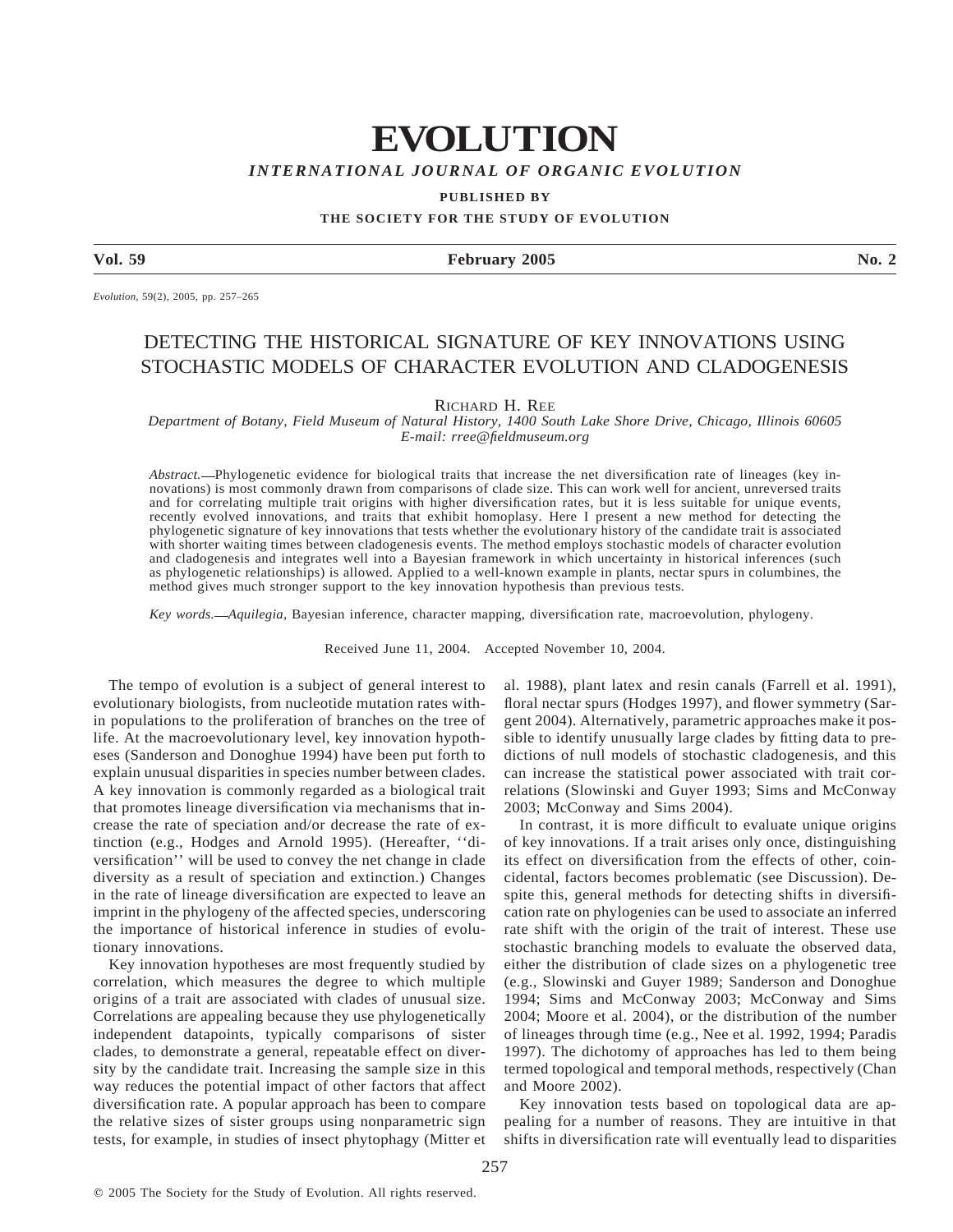# EVOLUTION

*INTERNATIONAL JOURNAL OF ORGANIC EVOLUTION*

**PUBLISHED BY**

**THE SOCIETY FOR THE STUDY OF EVOLUTION**

**Vol. 59 February 2005 No. 2**

## DETECTING THE HISTORICAL SIGNATURE OF KEY INNOVATIONS USING STOCHASTIC MODELS OF CHARACTER EVOLUTION AND CLADOGENESIS

RICHARD H. REE

*Department of Botany, Field Museum of Natural History, 1400 South Lake Shore Drive, Chicago, Illinois 60605*
*E-mail: rree@fieldmuseum.org*

*Abstract.*—Phylogenetic evidence for biological traits that increase the net diversification rate of lineages (key innovations) is most commonly drawn from comparisons of clade size. This can work well for ancient, unreversed traits and for correlating multiple trait origins with higher diversification rates, but it is less suitable for unique events, recently evolved innovations, and traits that exhibit homoplasy. Here I present a new method for detecting the phylogenetic signature of key innovations that tests whether the evolutionary history of the candidate trait is associated with shorter waiting times between cladogenesis events. The method employs stochastic models of character evolution and cladogenesis and integrates well into a Bayesian framework in which uncertainty in historical inferences (such as phylogenetic relationships) is allowed. Applied to a well-known example in plants, nectar spurs in columbines, the method gives much stronger support to the key innovation hypothesis than previous tests.

*Key words.*—*Aquilegia*, Bayesian inference, character mapping, diversification rate, macroevolution, phylogeny.

Received June 11, 2004. Accepted November 10, 2004.

The tempo of evolution is a subject of general interest to evolutionary biologists, from nucleotide mutation rates within populations to the proliferation of branches on the tree of life. At the macroevolutionary level, key innovation hypotheses (Sanderson and Donoghue 1994) have been put forth to explain unusual disparities in species number between clades. A key innovation is commonly regarded as a biological trait that promotes lineage diversification via mechanisms that increase the rate of speciation and/or decrease the rate of extinction (e.g., Hodges and Arnold 1995). (Hereafter, ''diversification'' will be used to convey the net change in clade diversity as a result of speciation and extinction.) Changes in the rate of lineage diversification are expected to leave an imprint in the phylogeny of the affected species, underscoring the importance of historical inference in studies of evolutionary innovations.

Key innovation hypotheses are most frequently studied by correlation, which measures the degree to which multiple origins of a trait are associated with clades of unusual size. Correlations are appealing because they use phylogenetically independent datapoints, typically comparisons of sister clades, to demonstrate a general, repeatable effect on diversity by the candidate trait. Increasing the sample size in this way reduces the potential impact of other factors that affect diversification rate. A popular approach has been to compare the relative sizes of sister groups using nonparametric sign tests, for example, in studies of insect phytophagy (Mitter et al. 1988), plant latex and resin canals (Farrell et al. 1991), floral nectar spurs (Hodges 1997), and flower symmetry (Sargent 2004). Alternatively, parametric approaches make it possible to identify unusually large clades by fitting data to predictions of null models of stochastic cladogenesis, and this can increase the statistical power associated with trait correlations (Slowinski and Guyer 1993; Sims and McConway 2003; McConway and Sims 2004).

In contrast, it is more difficult to evaluate unique origins of key innovations. If a trait arises only once, distinguishing its effect on diversification from the effects of other, coincidental, factors becomes problematic (see Discussion). Despite this, general methods for detecting shifts in diversification rate on phylogenies can be used to associate an inferred rate shift with the origin of the trait of interest. These use stochastic branching models to evaluate the observed data, either the distribution of clade sizes on a phylogenetic tree (e.g., Slowinski and Guyer 1989; Sanderson and Donoghue 1994; Sims and McConway 2003; McConway and Sims 2004; Moore et al. 2004), or the distribution of the number of lineages through time (e.g., Nee et al. 1992, 1994; Paradis 1997). The dichotomy of approaches has led to them being termed topological and temporal methods, respectively (Chan and Moore 2002).

Key innovation tests based on topological data are appealing for a number of reasons. They are intuitive in that shifts in diversification rate will eventually lead to disparities

© 2005 The Society for the Study of Evolution. All rights reserved.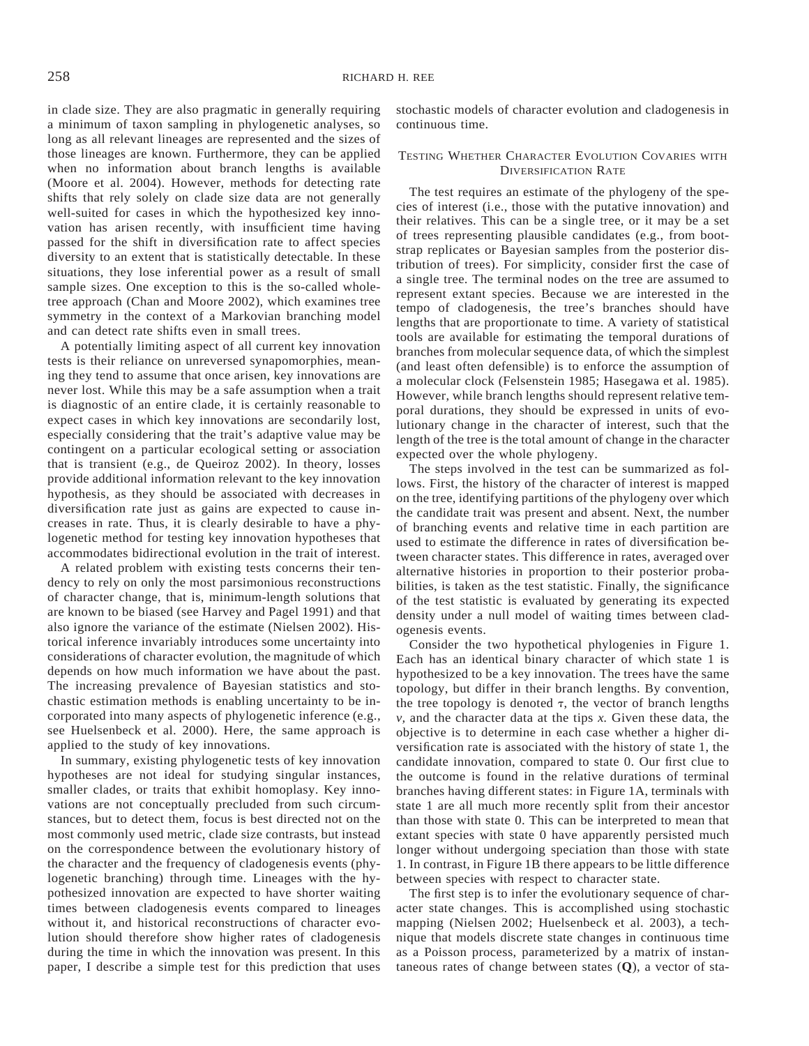in clade size. They are also pragmatic in generally requiring a minimum of taxon sampling in phylogenetic analyses, so long as all relevant lineages are represented and the sizes of those lineages are known. Furthermore, they can be applied when no information about branch lengths is available (Moore et al. 2004). However, methods for detecting rate shifts that rely solely on clade size data are not generally well-suited for cases in which the hypothesized key innovation has arisen recently, with insufficient time having passed for the shift in diversification rate to affect species diversity to an extent that is statistically detectable. In these situations, they lose inferential power as a result of small sample sizes. One exception to this is the so-called whole-tree approach (Chan and Moore 2002), which examines tree symmetry in the context of a Markovian branching model and can detect rate shifts even in small trees.

A potentially limiting aspect of all current key innovation tests is their reliance on unreversed synapomorphies, meaning they tend to assume that once arisen, key innovations are never lost. While this may be a safe assumption when a trait is diagnostic of an entire clade, it is certainly reasonable to expect cases in which key innovations are secondarily lost, especially considering that the trait's adaptive value may be contingent on a particular ecological setting or association that is transient (e.g., de Queiroz 2002). In theory, losses provide additional information relevant to the key innovation hypothesis, as they should be associated with decreases in diversification rate just as gains are expected to cause increases in rate. Thus, it is clearly desirable to have a phylogenetic method for testing key innovation hypotheses that accommodates bidirectional evolution in the trait of interest.

A related problem with existing tests concerns their tendency to rely on only the most parsimonious reconstructions of character change, that is, minimum-length solutions that are known to be biased (see Harvey and Pagel 1991) and that also ignore the variance of the estimate (Nielsen 2002). Historical inference invariably introduces some uncertainty into considerations of character evolution, the magnitude of which depends on how much information we have about the past. The increasing prevalence of Bayesian statistics and stochastic estimation methods is enabling uncertainty to be incorporated into many aspects of phylogenetic inference (e.g., see Huelsenbeck et al. 2000). Here, the same approach is applied to the study of key innovations.

In summary, existing phylogenetic tests of key innovation hypotheses are not ideal for studying singular instances, smaller clades, or traits that exhibit homoplasy. Key innovations are not conceptually precluded from such circumstances, but to detect them, focus is best directed not on the most commonly used metric, clade size contrasts, but instead on the correspondence between the evolutionary history of the character and the frequency of cladogenesis events (phylogenetic branching) through time. Lineages with the hypothesized innovation are expected to have shorter waiting times between cladogenesis events compared to lineages without it, and historical reconstructions of character evolution should therefore show higher rates of cladogenesis during the time in which the innovation was present. In this paper, I describe a simple test for this prediction that uses stochastic models of character evolution and cladogenesis in continuous time.

## Testing Whether Character Evolution Covaries with Diversification Rate

The test requires an estimate of the phylogeny of the species of interest (i.e., those with the putative innovation) and their relatives. This can be a single tree, or it may be a set of trees representing plausible candidates (e.g., from bootstrap replicates or Bayesian samples from the posterior distribution of trees). For simplicity, consider first the case of a single tree. The terminal nodes on the tree are assumed to represent extant species. Because we are interested in the tempo of cladogenesis, the tree's branches should have lengths that are proportionate to time. A variety of statistical tools are available for estimating the temporal durations of branches from molecular sequence data, of which the simplest (and least often defensible) is to enforce the assumption of a molecular clock (Felsenstein 1985; Hasegawa et al. 1985). However, while branch lengths should represent relative temporal durations, they should be expressed in units of evolutionary change in the character of interest, such that the length of the tree is the total amount of change in the character expected over the whole phylogeny.

The steps involved in the test can be summarized as follows. First, the history of the character of interest is mapped on the tree, identifying partitions of the phylogeny over which the candidate trait was present and absent. Next, the number of branching events and relative time in each partition are used to estimate the difference in rates of diversification between character states. This difference in rates, averaged over alternative histories in proportion to their posterior probabilities, is taken as the test statistic. Finally, the significance of the test statistic is evaluated by generating its expected density under a null model of waiting times between cladogenesis events.

Consider the two hypothetical phylogenies in Figure 1. Each has an identical binary character of which state 1 is hypothesized to be a key innovation. The trees have the same topology, but differ in their branch lengths. By convention, the tree topology is denoted $\tau$, the vector of branch lengths $v$, and the character data at the tips $x$. Given these data, the objective is to determine in each case whether a higher diversification rate is associated with the history of state 1, the candidate innovation, compared to state 0. Our first clue to the outcome is found in the relative durations of terminal branches having different states: in Figure 1A, terminals with state 1 are all much more recently split from their ancestor than those with state 0. This can be interpreted to mean that extant species with state 0 have apparently persisted much longer without undergoing speciation than those with state 1. In contrast, in Figure 1B there appears to be little difference between species with respect to character state.

The first step is to infer the evolutionary sequence of character state changes. This is accomplished using stochastic mapping (Nielsen 2002; Huelsenbeck et al. 2003), a technique that models discrete state changes in continuous time as a Poisson process, parameterized by a matrix of instantaneous rates of change between states ($\mathbf{Q}$), a vector of sta-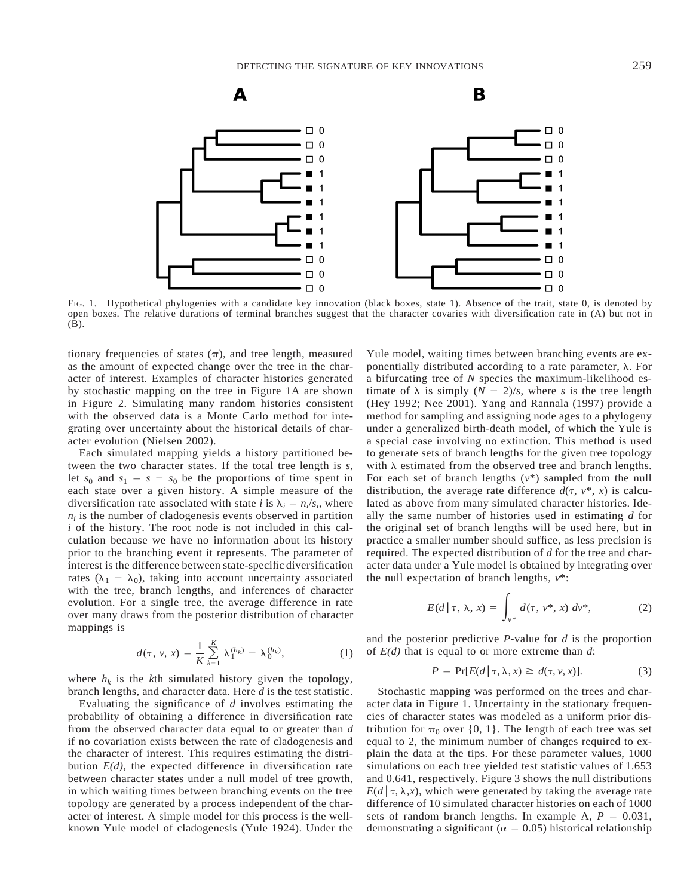FIG. 1. Hypothetical phylogenies with a candidate key innovation (black boxes, state 1). Absence of the trait, state 0, is denoted by open boxes. The relative durations of terminal branches suggest that the character covaries with diversification rate in (A) but not in (B).

tionary frequencies of states ($\pi$), and tree length, measured as the amount of expected change over the tree in the character of interest. Examples of character histories generated by stochastic mapping on the tree in Figure 1A are shown in Figure 2. Simulating many random histories consistent with the observed data is a Monte Carlo method for integrating over uncertainty about the historical details of character evolution (Nielsen 2002).

Each simulated mapping yields a history partitioned between the two character states. If the total tree length is $s$, let $s_0$ and $s_1 = s - s_0$ be the proportions of time spent in each state over a given history. A simple measure of the diversification rate associated with state $i$ is $\lambda_i = n_i/s_i$, where $n_i$ is the number of cladogenesis events observed in partition $i$ of the history. The root node is not included in this calculation because we have no information about its history prior to the branching event it represents. The parameter of interest is the difference between state-specific diversification rates ($\lambda_1 - \lambda_0$), taking into account uncertainty associated with the tree, branch lengths, and inferences of character evolution. For a single tree, the average difference in rate over many draws from the posterior distribution of character mappings is

$$d(\tau, v, x) = \frac{1}{K} \sum_{k=1}^{K} \lambda_1^{(h_k)} - \lambda_0^{(h_k)}, \tag{1}$$

where $h_k$ is the $k$th simulated history given the topology, branch lengths, and character data. Here $d$ is the test statistic.

Evaluating the significance of $d$ involves estimating the probability of obtaining a difference in diversification rate from the observed character data equal to or greater than $d$ if no covariation exists between the rate of cladogenesis and the character of interest. This requires estimating the distribution $E(d)$, the expected difference in diversification rate between character states under a null model of tree growth, in which waiting times between branching events on the tree topology are generated by a process independent of the character of interest. A simple model for this process is the well-known Yule model of cladogenesis (Yule 1924). Under the Yule model, waiting times between branching events are exponentially distributed according to a rate parameter, $\lambda$. For a bifurcating tree of $N$ species the maximum-likelihood estimate of $\lambda$ is simply $(N - 2)/s$, where $s$ is the tree length (Hey 1992; Nee 2001). Yang and Rannala (1997) provide a method for sampling and assigning node ages to a phylogeny under a generalized birth-death model, of which the Yule is a special case involving no extinction. This method is used to generate sets of branch lengths for the given tree topology with $\lambda$ estimated from the observed tree and branch lengths. For each set of branch lengths ($v^*$) sampled from the null distribution, the average rate difference $d(\tau, v^*, x)$ is calculated as above from many simulated character histories. Ideally the same number of histories used in estimating $d$ for the original set of branch lengths will be used here, but in practice a smaller number should suffice, as less precision is required. The expected distribution of $d$ for the tree and character data under a Yule model is obtained by integrating over the null expectation of branch lengths, $v^*$:

$$E(d \mid \tau, \lambda, x) = \int_{v^*} d(\tau, v^*, x)\, dv^*, \tag{2}$$

and the posterior predictive $P$-value for $d$ is the proportion of $E(d)$ that is equal to or more extreme than $d$:

$$P = \Pr[E(d \mid \tau, \lambda, x) \geq d(\tau, v, x)]. \tag{3}$$

Stochastic mapping was performed on the trees and character data in Figure 1. Uncertainty in the stationary frequencies of character states was modeled as a uniform prior distribution for $\pi_0$ over $\{0, 1\}$. The length of each tree was set equal to 2, the minimum number of changes required to explain the data at the tips. For these parameter values, 1000 simulations on each tree yielded test statistic values of 1.653 and 0.641, respectively. Figure 3 shows the null distributions $E(d \mid \tau, \lambda, x)$, which were generated by taking the average rate difference of 10 simulated character histories on each of 1000 sets of random branch lengths. In example A, $P = 0.031$, demonstrating a significant ($\alpha = 0.05$) historical relationship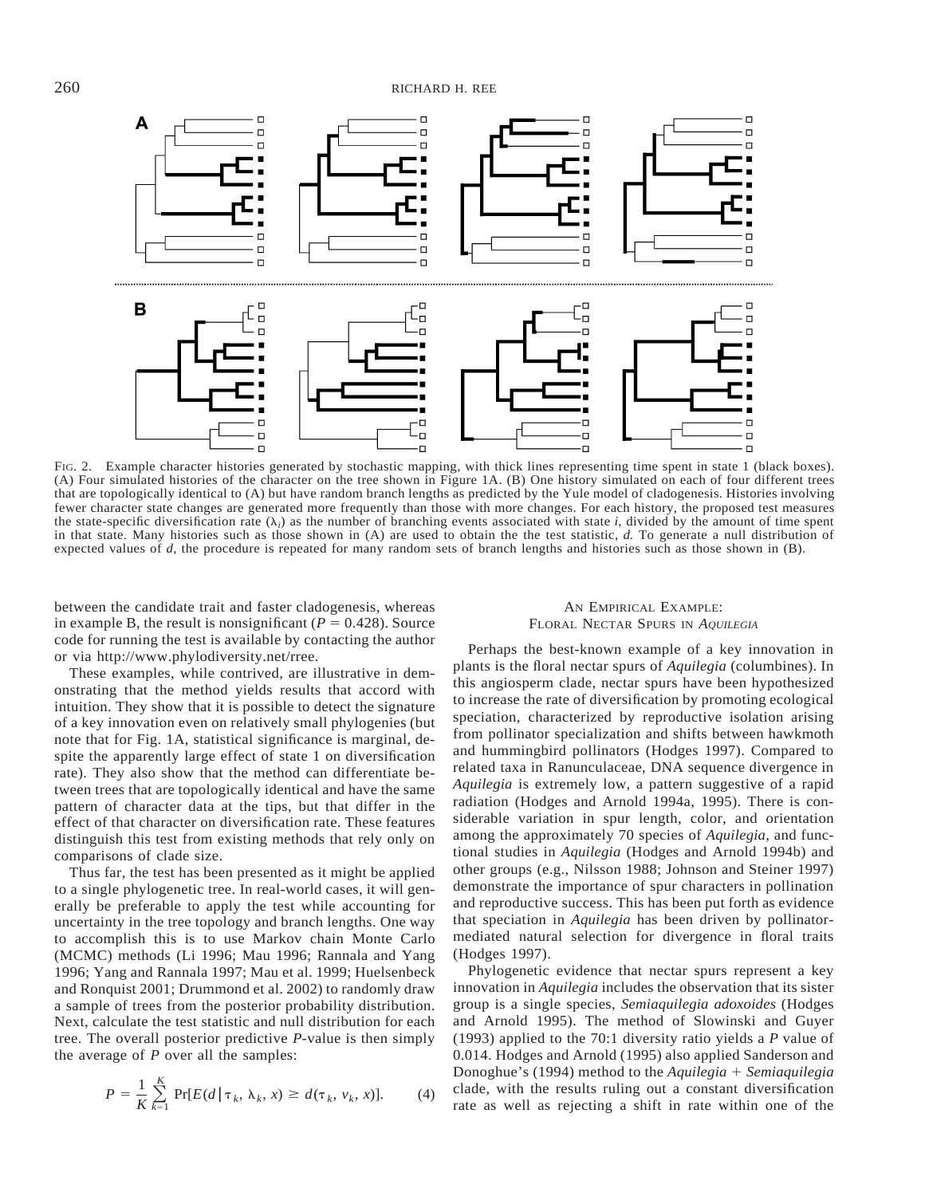FIG. 2. Example character histories generated by stochastic mapping, with thick lines representing time spent in state 1 (black boxes). (A) Four simulated histories of the character on the tree shown in Figure 1A. (B) One history simulated on each of four different trees that are topologically identical to (A) but have random branch lengths as predicted by the Yule model of cladogenesis. Histories involving fewer character state changes are generated more frequently than those with more changes. For each history, the proposed test measures the state-specific diversification rate ($\lambda_i$) as the number of branching events associated with state *i*, divided by the amount of time spent in that state. Many histories such as those shown in (A) are used to obtain the the test statistic, *d.* To generate a null distribution of expected values of *d*, the procedure is repeated for many random sets of branch lengths and histories such as those shown in (B).

between the candidate trait and faster cladogenesis, whereas in example B, the result is nonsignificant ($P = 0.428$). Source code for running the test is available by contacting the author or via http://www.phylodiversity.net/rree.

These examples, while contrived, are illustrative in demonstrating that the method yields results that accord with intuition. They show that it is possible to detect the signature of a key innovation even on relatively small phylogenies (but note that for Fig. 1A, statistical significance is marginal, despite the apparently large effect of state 1 on diversification rate). They also show that the method can differentiate between trees that are topologically identical and have the same pattern of character data at the tips, but that differ in the effect of that character on diversification rate. These features distinguish this test from existing methods that rely only on comparisons of clade size.

Thus far, the test has been presented as it might be applied to a single phylogenetic tree. In real-world cases, it will generally be preferable to apply the test while accounting for uncertainty in the tree topology and branch lengths. One way to accomplish this is to use Markov chain Monte Carlo (MCMC) methods (Li 1996; Mau 1996; Rannala and Yang 1996; Yang and Rannala 1997; Mau et al. 1999; Huelsenbeck and Ronquist 2001; Drummond et al. 2002) to randomly draw a sample of trees from the posterior probability distribution. Next, calculate the test statistic and null distribution for each tree. The overall posterior predictive *P*-value is then simply the average of *P* over all the samples:

$$P = \frac{1}{K} \sum_{k=1}^{K} \Pr[E(d \mid \tau_k, \lambda_k, x) \geq d(\tau_k, v_k, x)]. \qquad (4)$$

## An Empirical Example: Floral Nectar Spurs in *Aquilegia*

Perhaps the best-known example of a key innovation in plants is the floral nectar spurs of *Aquilegia* (columbines). In this angiosperm clade, nectar spurs have been hypothesized to increase the rate of diversification by promoting ecological speciation, characterized by reproductive isolation arising from pollinator specialization and shifts between hawkmoth and hummingbird pollinators (Hodges 1997). Compared to related taxa in Ranunculaceae, DNA sequence divergence in *Aquilegia* is extremely low, a pattern suggestive of a rapid radiation (Hodges and Arnold 1994a, 1995). There is considerable variation in spur length, color, and orientation among the approximately 70 species of *Aquilegia*, and functional studies in *Aquilegia* (Hodges and Arnold 1994b) and other groups (e.g., Nilsson 1988; Johnson and Steiner 1997) demonstrate the importance of spur characters in pollination and reproductive success. This has been put forth as evidence that speciation in *Aquilegia* has been driven by pollinator-mediated natural selection for divergence in floral traits (Hodges 1997).

Phylogenetic evidence that nectar spurs represent a key innovation in *Aquilegia* includes the observation that its sister group is a single species, *Semiaquilegia adoxoides* (Hodges and Arnold 1995). The method of Slowinski and Guyer (1993) applied to the 70:1 diversity ratio yields a *P* value of 0.014. Hodges and Arnold (1995) also applied Sanderson and Donoghue's (1994) method to the *Aquilegia* + *Semiaquilegia* clade, with the results ruling out a constant diversification rate as well as rejecting a shift in rate within one of the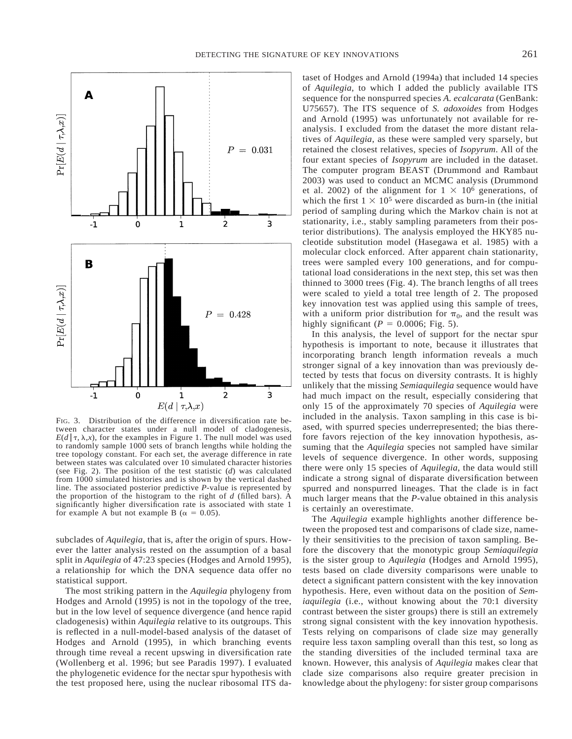FIG. 3. Distribution of the difference in diversification rate between character states under a null model of cladogenesis, $E(d | \tau, \lambda, x)$, for the examples in Figure 1. The null model was used to randomly sample 1000 sets of branch lengths while holding the tree topology constant. For each set, the average difference in rate between states was calculated over 10 simulated character histories (see Fig. 2). The position of the test statistic ($d$) was calculated from 1000 simulated histories and is shown by the vertical dashed line. The associated posterior predictive $P$-value is represented by the proportion of the histogram to the right of $d$ (filled bars). A significantly higher diversification rate is associated with state 1 for example A but not example B ($\alpha = 0.05$).

subclades of *Aquilegia*, that is, after the origin of spurs. However the latter analysis rested on the assumption of a basal split in *Aquilegia* of 47:23 species (Hodges and Arnold 1995), a relationship for which the DNA sequence data offer no statistical support.

The most striking pattern in the *Aquilegia* phylogeny from Hodges and Arnold (1995) is not in the topology of the tree, but in the low level of sequence divergence (and hence rapid cladogenesis) within *Aquilegia* relative to its outgroups. This is reflected in a null-model-based analysis of the dataset of Hodges and Arnold (1995), in which branching events through time reveal a recent upswing in diversification rate (Wollenberg et al. 1996; but see Paradis 1997). I evaluated the phylogenetic evidence for the nectar spur hypothesis with the test proposed here, using the nuclear ribosomal ITS dataset of Hodges and Arnold (1994a) that included 14 species of *Aquilegia*, to which I added the publicly available ITS sequence for the nonspurred species *A. ecalcarata* (GenBank: U75657). The ITS sequence of *S. adoxoides* from Hodges and Arnold (1995) was unfortunately not available for reanalysis. I excluded from the dataset the more distant relatives of *Aquilegia*, as these were sampled very sparsely, but retained the closest relatives, species of *Isopyrum*. All of the four extant species of *Isopyrum* are included in the dataset. The computer program BEAST (Drummond and Rambaut 2003) was used to conduct an MCMC analysis (Drummond et al. 2002) of the alignment for $1 \times 10^6$ generations, of which the first $1 \times 10^5$ were discarded as burn-in (the initial period of sampling during which the Markov chain is not at stationarity, i.e., stably sampling parameters from their posterior distributions). The analysis employed the HKY85 nucleotide substitution model (Hasegawa et al. 1985) with a molecular clock enforced. After apparent chain stationarity, trees were sampled every 100 generations, and for computational load considerations in the next step, this set was then thinned to 3000 trees (Fig. 4). The branch lengths of all trees were scaled to yield a total tree length of 2. The proposed key innovation test was applied using this sample of trees, with a uniform prior distribution for $\pi_0$, and the result was highly significant ($P = 0.0006$; Fig. 5).

In this analysis, the level of support for the nectar spur hypothesis is important to note, because it illustrates that incorporating branch length information reveals a much stronger signal of a key innovation than was previously detected by tests that focus on diversity contrasts. It is highly unlikely that the missing *Semiaquilegia* sequence would have had much impact on the result, especially considering that only 15 of the approximately 70 species of *Aquilegia* were included in the analysis. Taxon sampling in this case is biased, with spurred species underrepresented; the bias therefore favors rejection of the key innovation hypothesis, assuming that the *Aquilegia* species not sampled have similar levels of sequence divergence. In other words, supposing there were only 15 species of *Aquilegia*, the data would still indicate a strong signal of disparate diversification between spurred and nonspurred lineages. That the clade is in fact much larger means that the $P$-value obtained in this analysis is certainly an overestimate.

The *Aquilegia* example highlights another difference between the proposed test and comparisons of clade size, namely their sensitivities to the precision of taxon sampling. Before the discovery that the monotypic group *Semiaquilegia* is the sister group to *Aquilegia* (Hodges and Arnold 1995), tests based on clade diversity comparisons were unable to detect a significant pattern consistent with the key innovation hypothesis. Here, even without data on the position of *Semiaquilegia* (i.e., without knowing about the 70:1 diversity contrast between the sister groups) there is still an extremely strong signal consistent with the key innovation hypothesis. Tests relying on comparisons of clade size may generally require less taxon sampling overall than this test, so long as the standing diversities of the included terminal taxa are known. However, this analysis of *Aquilegia* makes clear that clade size comparisons also require greater precision in knowledge about the phylogeny: for sister group comparisons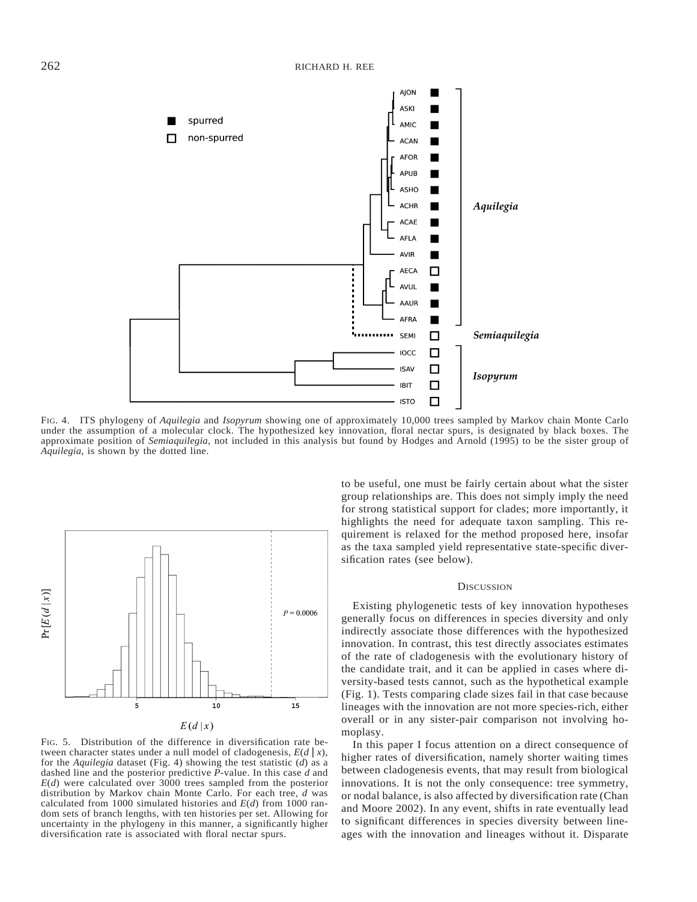FIG. 4. ITS phylogeny of *Aquilegia* and *Isopyrum* showing one of approximately 10,000 trees sampled by Markov chain Monte Carlo under the assumption of a molecular clock. The hypothesized key innovation, floral nectar spurs, is designated by black boxes. The approximate position of *Semiaquilegia*, not included in this analysis but found by Hodges and Arnold (1995) to be the sister group of *Aquilegia*, is shown by the dotted line.

FIG. 5. Distribution of the difference in diversification rate between character states under a null model of cladogenesis, $E(d \mid x)$, for the *Aquilegia* dataset (Fig. 4) showing the test statistic ($d$) as a dashed line and the posterior predictive $P$-value. In this case $d$ and $E(d)$ were calculated over 3000 trees sampled from the posterior distribution by Markov chain Monte Carlo. For each tree, $d$ was calculated from 1000 simulated histories and $E(d)$ from 1000 random sets of branch lengths, with ten histories per set. Allowing for uncertainty in the phylogeny in this manner, a significantly higher diversification rate is associated with floral nectar spurs.

to be useful, one must be fairly certain about what the sister group relationships are. This does not simply imply the need for strong statistical support for clades; more importantly, it highlights the need for adequate taxon sampling. This requirement is relaxed for the method proposed here, insofar as the taxa sampled yield representative state-specific diversification rates (see below).

## DISCUSSION

Existing phylogenetic tests of key innovation hypotheses generally focus on differences in species diversity and only indirectly associate those differences with the hypothesized innovation. In contrast, this test directly associates estimates of the rate of cladogenesis with the evolutionary history of the candidate trait, and it can be applied in cases where diversity-based tests cannot, such as the hypothetical example (Fig. 1). Tests comparing clade sizes fail in that case because lineages with the innovation are not more species-rich, either overall or in any sister-pair comparison not involving homoplasy.

In this paper I focus attention on a direct consequence of higher rates of diversification, namely shorter waiting times between cladogenesis events, that may result from biological innovations. It is not the only consequence: tree symmetry, or nodal balance, is also affected by diversification rate (Chan and Moore 2002). In any event, shifts in rate eventually lead to significant differences in species diversity between lineages with the innovation and lineages without it. Disparate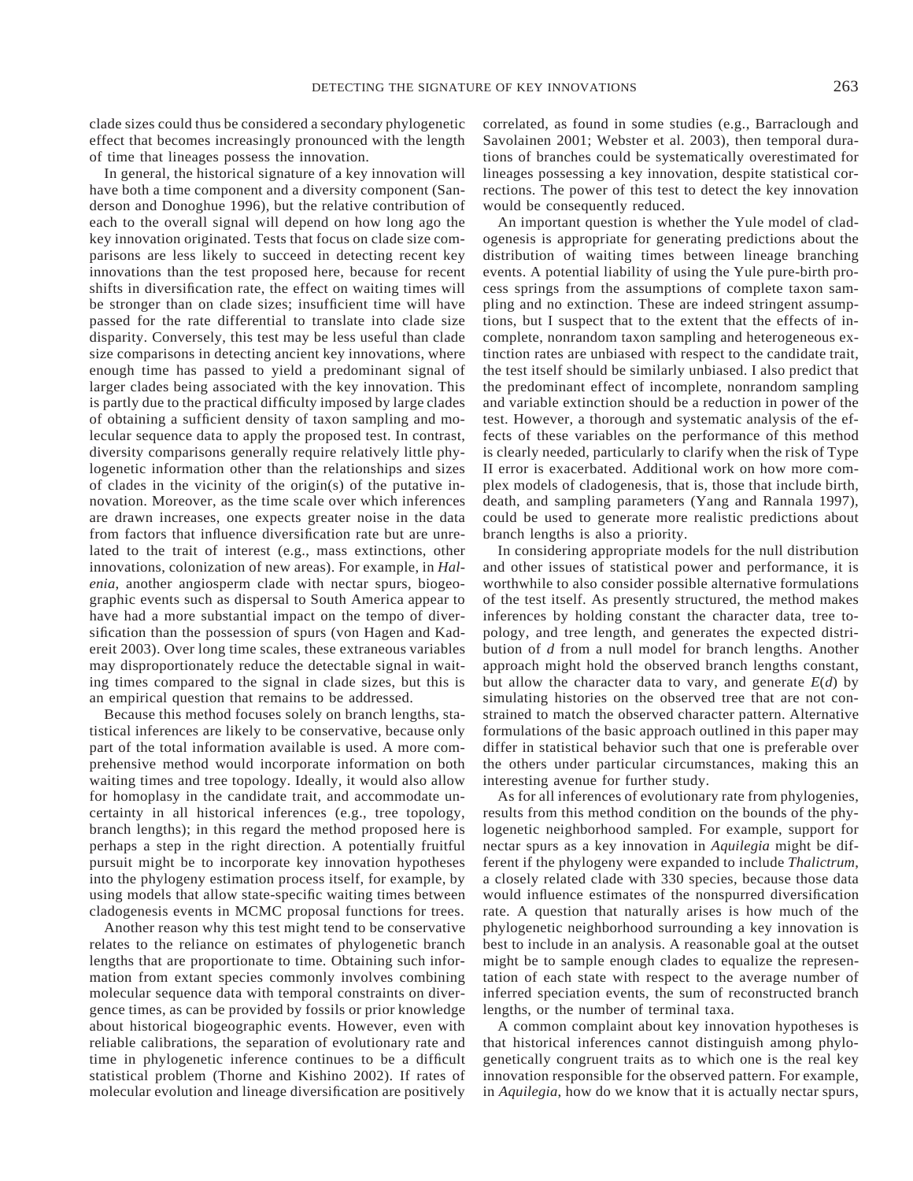clade sizes could thus be considered a secondary phylogenetic effect that becomes increasingly pronounced with the length of time that lineages possess the innovation.

In general, the historical signature of a key innovation will have both a time component and a diversity component (Sanderson and Donoghue 1996), but the relative contribution of each to the overall signal will depend on how long ago the key innovation originated. Tests that focus on clade size comparisons are less likely to succeed in detecting recent key innovations than the test proposed here, because for recent shifts in diversification rate, the effect on waiting times will be stronger than on clade sizes; insufficient time will have passed for the rate differential to translate into clade size disparity. Conversely, this test may be less useful than clade size comparisons in detecting ancient key innovations, where enough time has passed to yield a predominant signal of larger clades being associated with the key innovation. This is partly due to the practical difficulty imposed by large clades of obtaining a sufficient density of taxon sampling and molecular sequence data to apply the proposed test. In contrast, diversity comparisons generally require relatively little phylogenetic information other than the relationships and sizes of clades in the vicinity of the origin(s) of the putative innovation. Moreover, as the time scale over which inferences are drawn increases, one expects greater noise in the data from factors that influence diversification rate but are unrelated to the trait of interest (e.g., mass extinctions, other innovations, colonization of new areas). For example, in *Halenia*, another angiosperm clade with nectar spurs, biogeographic events such as dispersal to South America appear to have had a more substantial impact on the tempo of diversification than the possession of spurs (von Hagen and Kadereit 2003). Over long time scales, these extraneous variables may disproportionately reduce the detectable signal in waiting times compared to the signal in clade sizes, but this is an empirical question that remains to be addressed.

Because this method focuses solely on branch lengths, statistical inferences are likely to be conservative, because only part of the total information available is used. A more comprehensive method would incorporate information on both waiting times and tree topology. Ideally, it would also allow for homoplasy in the candidate trait, and accommodate uncertainty in all historical inferences (e.g., tree topology, branch lengths); in this regard the method proposed here is perhaps a step in the right direction. A potentially fruitful pursuit might be to incorporate key innovation hypotheses into the phylogeny estimation process itself, for example, by using models that allow state-specific waiting times between cladogenesis events in MCMC proposal functions for trees.

Another reason why this test might tend to be conservative relates to the reliance on estimates of phylogenetic branch lengths that are proportionate to time. Obtaining such information from extant species commonly involves combining molecular sequence data with temporal constraints on divergence times, as can be provided by fossils or prior knowledge about historical biogeographic events. However, even with reliable calibrations, the separation of evolutionary rate and time in phylogenetic inference continues to be a difficult statistical problem (Thorne and Kishino 2002). If rates of molecular evolution and lineage diversification are positively correlated, as found in some studies (e.g., Barraclough and Savolainen 2001; Webster et al. 2003), then temporal durations of branches could be systematically overestimated for lineages possessing a key innovation, despite statistical corrections. The power of this test to detect the key innovation would be consequently reduced.

An important question is whether the Yule model of cladogenesis is appropriate for generating predictions about the distribution of waiting times between lineage branching events. A potential liability of using the Yule pure-birth process springs from the assumptions of complete taxon sampling and no extinction. These are indeed stringent assumptions, but I suspect that to the extent that the effects of incomplete, nonrandom taxon sampling and heterogeneous extinction rates are unbiased with respect to the candidate trait, the test itself should be similarly unbiased. I also predict that the predominant effect of incomplete, nonrandom sampling and variable extinction should be a reduction in power of the test. However, a thorough and systematic analysis of the effects of these variables on the performance of this method is clearly needed, particularly to clarify when the risk of Type II error is exacerbated. Additional work on how more complex models of cladogenesis, that is, those that include birth, death, and sampling parameters (Yang and Rannala 1997), could be used to generate more realistic predictions about branch lengths is also a priority.

In considering appropriate models for the null distribution and other issues of statistical power and performance, it is worthwhile to also consider possible alternative formulations of the test itself. As presently structured, the method makes inferences by holding constant the character data, tree topology, and tree length, and generates the expected distribution of $d$ from a null model for branch lengths. Another approach might hold the observed branch lengths constant, but allow the character data to vary, and generate $E(d)$ by simulating histories on the observed tree that are not constrained to match the observed character pattern. Alternative formulations of the basic approach outlined in this paper may differ in statistical behavior such that one is preferable over the others under particular circumstances, making this an interesting avenue for further study.

As for all inferences of evolutionary rate from phylogenies, results from this method condition on the bounds of the phylogenetic neighborhood sampled. For example, support for nectar spurs as a key innovation in *Aquilegia* might be different if the phylogeny were expanded to include *Thalictrum*, a closely related clade with 330 species, because those data would influence estimates of the nonspurred diversification rate. A question that naturally arises is how much of the phylogenetic neighborhood surrounding a key innovation is best to include in an analysis. A reasonable goal at the outset might be to sample enough clades to equalize the representation of each state with respect to the average number of inferred speciation events, the sum of reconstructed branch lengths, or the number of terminal taxa.

A common complaint about key innovation hypotheses is that historical inferences cannot distinguish among phylogenetically congruent traits as to which one is the real key innovation responsible for the observed pattern. For example, in *Aquilegia*, how do we know that it is actually nectar spurs,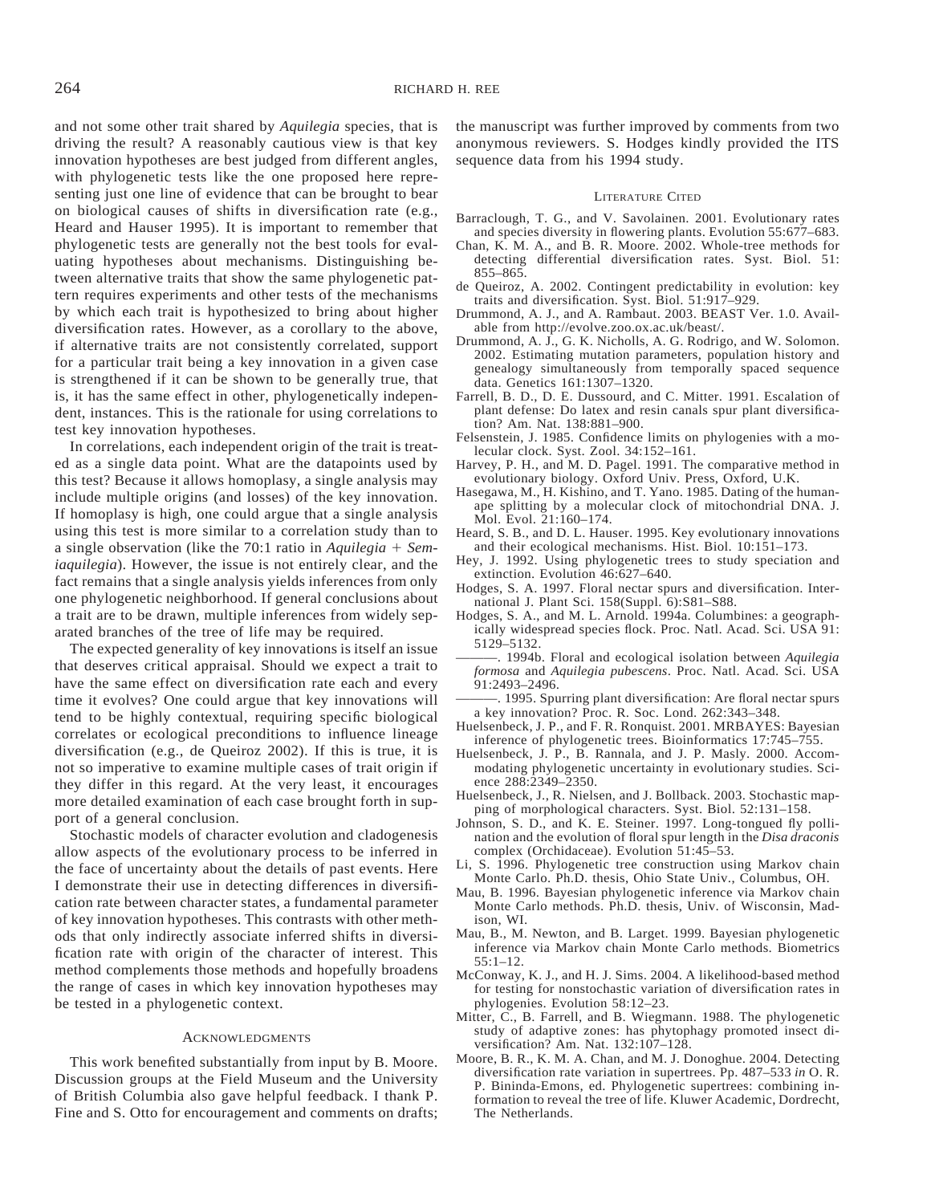and not some other trait shared by *Aquilegia* species, that is driving the result? A reasonably cautious view is that key innovation hypotheses are best judged from different angles, with phylogenetic tests like the one proposed here representing just one line of evidence that can be brought to bear on biological causes of shifts in diversification rate (e.g., Heard and Hauser 1995). It is important to remember that phylogenetic tests are generally not the best tools for evaluating hypotheses about mechanisms. Distinguishing between alternative traits that show the same phylogenetic pattern requires experiments and other tests of the mechanisms by which each trait is hypothesized to bring about higher diversification rates. However, as a corollary to the above, if alternative traits are not consistently correlated, support for a particular trait being a key innovation in a given case is strengthened if it can be shown to be generally true, that is, it has the same effect in other, phylogenetically independent, instances. This is the rationale for using correlations to test key innovation hypotheses.

In correlations, each independent origin of the trait is treated as a single data point. What are the datapoints used by this test? Because it allows homoplasy, a single analysis may include multiple origins (and losses) of the key innovation. If homoplasy is high, one could argue that a single analysis using this test is more similar to a correlation study than to a single observation (like the 70:1 ratio in *Aquilegia* + *Semiaquilegia*). However, the issue is not entirely clear, and the fact remains that a single analysis yields inferences from only one phylogenetic neighborhood. If general conclusions about a trait are to be drawn, multiple inferences from widely separated branches of the tree of life may be required.

The expected generality of key innovations is itself an issue that deserves critical appraisal. Should we expect a trait to have the same effect on diversification rate each and every time it evolves? One could argue that key innovations will tend to be highly contextual, requiring specific biological correlates or ecological preconditions to influence lineage diversification (e.g., de Queiroz 2002). If this is true, it is not so imperative to examine multiple cases of trait origin if they differ in this regard. At the very least, it encourages more detailed examination of each case brought forth in support of a general conclusion.

Stochastic models of character evolution and cladogenesis allow aspects of the evolutionary process to be inferred in the face of uncertainty about the details of past events. Here I demonstrate their use in detecting differences in diversification rate between character states, a fundamental parameter of key innovation hypotheses. This contrasts with other methods that only indirectly associate inferred shifts in diversification rate with origin of the character of interest. This method complements those methods and hopefully broadens the range of cases in which key innovation hypotheses may be tested in a phylogenetic context.

## Acknowledgments

This work benefited substantially from input by B. Moore. Discussion groups at the Field Museum and the University of British Columbia also gave helpful feedback. I thank P. Fine and S. Otto for encouragement and comments on drafts; the manuscript was further improved by comments from two anonymous reviewers. S. Hodges kindly provided the ITS sequence data from his 1994 study.

## Literature Cited

Barraclough, T. G., and V. Savolainen. 2001. Evolutionary rates and species diversity in flowering plants. Evolution 55:677–683.

Chan, K. M. A., and B. R. Moore. 2002. Whole-tree methods for detecting differential diversification rates. Syst. Biol. 51: 855–865.

de Queiroz, A. 2002. Contingent predictability in evolution: key traits and diversification. Syst. Biol. 51:917–929.

Drummond, A. J., and A. Rambaut. 2003. BEAST Ver. 1.0. Available from http://evolve.zoo.ox.ac.uk/beast/.

Drummond, A. J., G. K. Nicholls, A. G. Rodrigo, and W. Solomon. 2002. Estimating mutation parameters, population history and genealogy simultaneously from temporally spaced sequence data. Genetics 161:1307–1320.

Farrell, B. D., D. E. Dussourd, and C. Mitter. 1991. Escalation of plant defense: Do latex and resin canals spur plant diversification? Am. Nat. 138:881–900.

Felsenstein, J. 1985. Confidence limits on phylogenies with a molecular clock. Syst. Zool. 34:152–161.

Harvey, P. H., and M. D. Pagel. 1991. The comparative method in evolutionary biology. Oxford Univ. Press, Oxford, U.K.

Hasegawa, M., H. Kishino, and T. Yano. 1985. Dating of the human-ape splitting by a molecular clock of mitochondrial DNA. J. Mol. Evol. 21:160–174.

Heard, S. B., and D. L. Hauser. 1995. Key evolutionary innovations and their ecological mechanisms. Hist. Biol. 10:151–173.

Hey, J. 1992. Using phylogenetic trees to study speciation and extinction. Evolution 46:627–640.

Hodges, S. A. 1997. Floral nectar spurs and diversification. International J. Plant Sci. 158(Suppl. 6):S81–S88.

Hodges, S. A., and M. L. Arnold. 1994a. Columbines: a geographically widespread species flock. Proc. Natl. Acad. Sci. USA 91: 5129–5132.

———. 1994b. Floral and ecological isolation between *Aquilegia formosa* and *Aquilegia pubescens*. Proc. Natl. Acad. Sci. USA 91:2493–2496.

———. 1995. Spurring plant diversification: Are floral nectar spurs a key innovation? Proc. R. Soc. Lond. 262:343–348.

Huelsenbeck, J. P., and F. R. Ronquist. 2001. MRBAYES: Bayesian inference of phylogenetic trees. Bioinformatics 17:745–755.

Huelsenbeck, J. P., B. Rannala, and J. P. Masly. 2000. Accommodating phylogenetic uncertainty in evolutionary studies. Science 288:2349–2350.

Huelsenbeck, J., R. Nielsen, and J. Bollback. 2003. Stochastic mapping of morphological characters. Syst. Biol. 52:131–158.

Johnson, S. D., and K. E. Steiner. 1997. Long-tongued fly pollination and the evolution of floral spur length in the *Disa draconis* complex (Orchidaceae). Evolution 51:45–53.

Li, S. 1996. Phylogenetic tree construction using Markov chain Monte Carlo. Ph.D. thesis, Ohio State Univ., Columbus, OH.

Mau, B. 1996. Bayesian phylogenetic inference via Markov chain Monte Carlo methods. Ph.D. thesis, Univ. of Wisconsin, Madison, WI.

Mau, B., M. Newton, and B. Larget. 1999. Bayesian phylogenetic inference via Markov chain Monte Carlo methods. Biometrics 55:1–12.

McConway, K. J., and H. J. Sims. 2004. A likelihood-based method for testing for nonstochastic variation of diversification rates in phylogenies. Evolution 58:12–23.

Mitter, C., B. Farrell, and B. Wiegmann. 1988. The phylogenetic study of adaptive zones: has phytophagy promoted insect diversification? Am. Nat. 132:107–128.

Moore, B. R., K. M. A. Chan, and M. J. Donoghue. 2004. Detecting diversification rate variation in supertrees. Pp. 487–533 *in* O. R. P. Bininda-Emons, ed. Phylogenetic supertrees: combining information to reveal the tree of life. Kluwer Academic, Dordrecht, The Netherlands.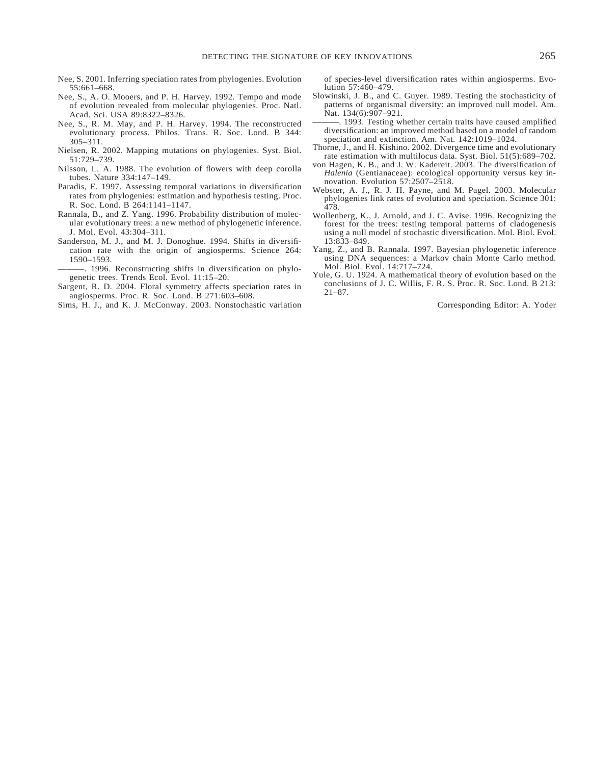Nee, S. 2001. Inferring speciation rates from phylogenies. Evolution 55:661–668.

Nee, S., A. O. Mooers, and P. H. Harvey. 1992. Tempo and mode of evolution revealed from molecular phylogenies. Proc. Natl. Acad. Sci. USA 89:8322–8326.

Nee, S., R. M. May, and P. H. Harvey. 1994. The reconstructed evolutionary process. Philos. Trans. R. Soc. Lond. B 344: 305–311.

Nielsen, R. 2002. Mapping mutations on phylogenies. Syst. Biol. 51:729–739.

Nilsson, L. A. 1988. The evolution of flowers with deep corolla tubes. Nature 334:147–149.

Paradis, E. 1997. Assessing temporal variations in diversification rates from phylogenies: estimation and hypothesis testing. Proc. R. Soc. Lond. B 264:1141–1147.

Rannala, B., and Z. Yang. 1996. Probability distribution of molecular evolutionary trees: a new method of phylogenetic inference. J. Mol. Evol. 43:304–311.

Sanderson, M. J., and M. J. Donoghue. 1994. Shifts in diversification rate with the origin of angiosperms. Science 264: 1590–1593.

———. 1996. Reconstructing shifts in diversification on phylogenetic trees. Trends Ecol. Evol. 11:15–20.

Sargent, R. D. 2004. Floral symmetry affects speciation rates in angiosperms. Proc. R. Soc. Lond. B 271:603–608.

Sims, H. J., and K. J. McConway. 2003. Nonstochastic variation of species-level diversification rates within angiosperms. Evolution 57:460–479.

Slowinski, J. B., and C. Guyer. 1989. Testing the stochasticity of patterns of organismal diversity: an improved null model. Am. Nat. 134(6):907–921.

———. 1993. Testing whether certain traits have caused amplified diversification: an improved method based on a model of random speciation and extinction. Am. Nat. 142:1019–1024.

Thorne, J., and H. Kishino. 2002. Divergence time and evolutionary rate estimation with multilocus data. Syst. Biol. 51(5):689–702.

von Hagen, K. B., and J. W. Kadereit. 2003. The diversification of *Halenia* (Gentianaceae): ecological opportunity versus key innovation. Evolution 57:2507–2518.

Webster, A. J., R. J. H. Payne, and M. Pagel. 2003. Molecular phylogenies link rates of evolution and speciation. Science 301: 478.

Wollenberg, K., J. Arnold, and J. C. Avise. 1996. Recognizing the forest for the trees: testing temporal patterns of cladogenesis using a null model of stochastic diversification. Mol. Biol. Evol. 13:833–849.

Yang, Z., and B. Rannala. 1997. Bayesian phylogenetic inference using DNA sequences: a Markov chain Monte Carlo method. Mol. Biol. Evol. 14:717–724.

Yule, G. U. 1924. A mathematical theory of evolution based on the conclusions of J. C. Willis, F. R. S. Proc. R. Soc. Lond. B 213: 21–87.

Corresponding Editor: A. Yoder